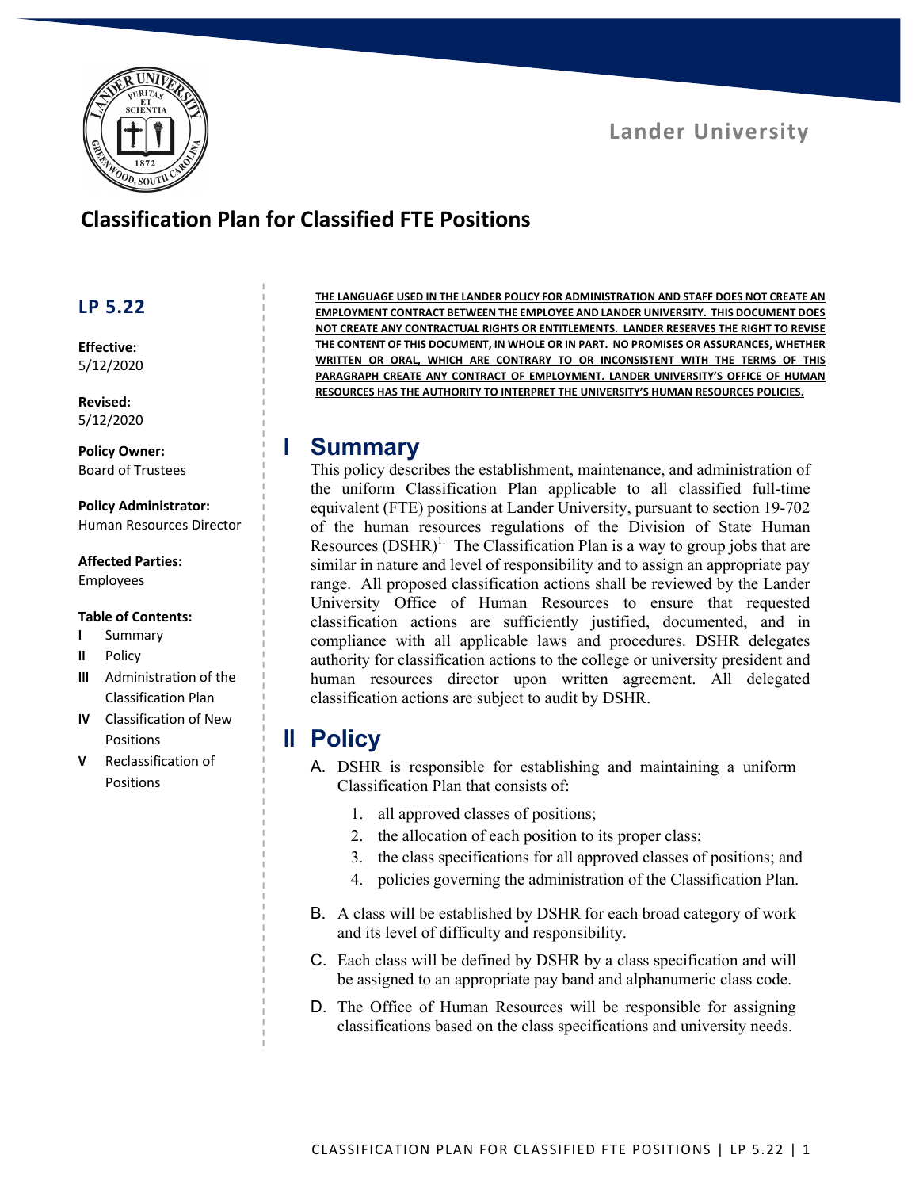Lander University

# Classification Plan for Classified FTE Positions

## LP 5.22

**Effective:**
5/12/2020

**Revised:**
5/12/2020

**Policy Owner:**
Board of Trustees

**Policy Administrator:**
Human Resources Director

**Affected Parties:**
Employees

**Table of Contents:**

- I Summary
- II Policy
- III Administration of the Classification Plan
- IV Classification of New Positions
- V Reclassification of Positions

**THE LANGUAGE USED IN THE LANDER POLICY FOR ADMINISTRATION AND STAFF DOES NOT CREATE AN EMPLOYMENT CONTRACT BETWEEN THE EMPLOYEE AND LANDER UNIVERSITY. THIS DOCUMENT DOES NOT CREATE ANY CONTRACTUAL RIGHTS OR ENTITLEMENTS. LANDER RESERVES THE RIGHT TO REVISE THE CONTENT OF THIS DOCUMENT, IN WHOLE OR IN PART. NO PROMISES OR ASSURANCES, WHETHER WRITTEN OR ORAL, WHICH ARE CONTRARY TO OR INCONSISTENT WITH THE TERMS OF THIS PARAGRAPH CREATE ANY CONTRACT OF EMPLOYMENT. LANDER UNIVERSITY'S OFFICE OF HUMAN RESOURCES HAS THE AUTHORITY TO INTERPRET THE UNIVERSITY'S HUMAN RESOURCES POLICIES.**

## I Summary

This policy describes the establishment, maintenance, and administration of the uniform Classification Plan applicable to all classified full-time equivalent (FTE) positions at Lander University, pursuant to section 19-702 of the human resources regulations of the Division of State Human Resources (DSHR)[1.] The Classification Plan is a way to group jobs that are similar in nature and level of responsibility and to assign an appropriate pay range. All proposed classification actions shall be reviewed by the Lander University Office of Human Resources to ensure that requested classification actions are sufficiently justified, documented, and in compliance with all applicable laws and procedures. DSHR delegates authority for classification actions to the college or university president and human resources director upon written agreement. All delegated classification actions are subject to audit by DSHR.

## II Policy

A. DSHR is responsible for establishing and maintaining a uniform Classification Plan that consists of:

1. all approved classes of positions;
2. the allocation of each position to its proper class;
3. the class specifications for all approved classes of positions; and
4. policies governing the administration of the Classification Plan.

B. A class will be established by DSHR for each broad category of work and its level of difficulty and responsibility.

C. Each class will be defined by DSHR by a class specification and will be assigned to an appropriate pay band and alphanumeric class code.

D. The Office of Human Resources will be responsible for assigning classifications based on the class specifications and university needs.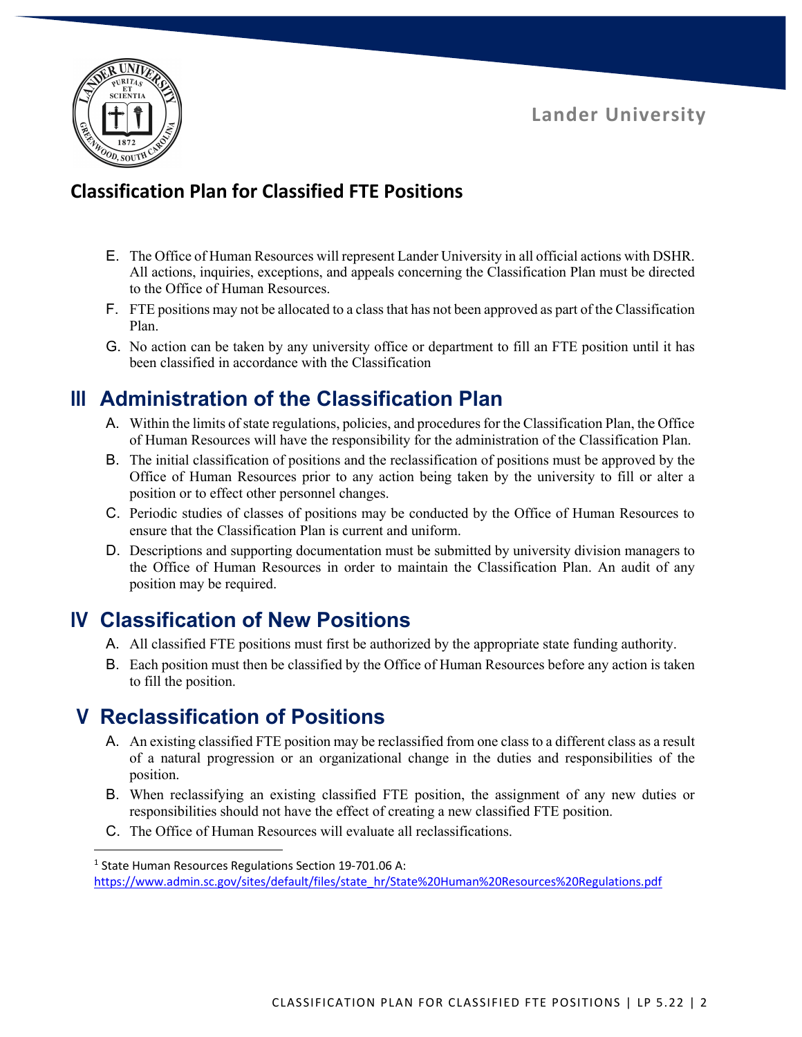E. The Office of Human Resources will represent Lander University in all official actions with DSHR. All actions, inquiries, exceptions, and appeals concerning the Classification Plan must be directed to the Office of Human Resources.

F. FTE positions may not be allocated to a class that has not been approved as part of the Classification Plan.

G. No action can be taken by any university office or department to fill an FTE position until it has been classified in accordance with the Classification

## III Administration of the Classification Plan

A. Within the limits of state regulations, policies, and procedures for the Classification Plan, the Office of Human Resources will have the responsibility for the administration of the Classification Plan.

B. The initial classification of positions and the reclassification of positions must be approved by the Office of Human Resources prior to any action being taken by the university to fill or alter a position or to effect other personnel changes.

C. Periodic studies of classes of positions may be conducted by the Office of Human Resources to ensure that the Classification Plan is current and uniform.

D. Descriptions and supporting documentation must be submitted by university division managers to the Office of Human Resources in order to maintain the Classification Plan. An audit of any position may be required.

## IV Classification of New Positions

A. All classified FTE positions must first be authorized by the appropriate state funding authority.

B. Each position must then be classified by the Office of Human Resources before any action is taken to fill the position.

## V Reclassification of Positions

A. An existing classified FTE position may be reclassified from one class to a different class as a result of a natural progression or an organizational change in the duties and responsibilities of the position.

B. When reclassifying an existing classified FTE position, the assignment of any new duties or responsibilities should not have the effect of creating a new classified FTE position.

C. The Office of Human Resources will evaluate all reclassifications.

---

[1] State Human Resources Regulations Section 19-701.06 A: https://www.admin.sc.gov/sites/default/files/state_hr/State%20Human%20Resources%20Regulations.pdf